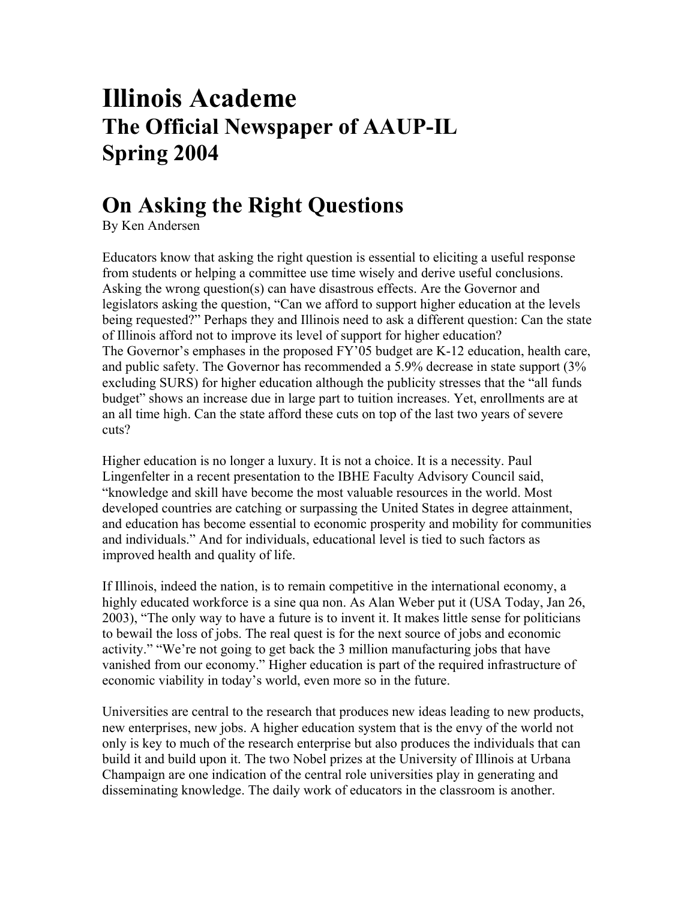# Illinois Academe

## The Official Newspaper of AAUP-IL

## Spring 2004

# On Asking the Right Questions

By Ken Andersen

Educators know that asking the right question is essential to eliciting a useful response from students or helping a committee use time wisely and derive useful conclusions. Asking the wrong question(s) can have disastrous effects. Are the Governor and legislators asking the question, "Can we afford to support higher education at the levels being requested?" Perhaps they and Illinois need to ask a different question: Can the state of Illinois afford not to improve its level of support for higher education?

The Governor's emphases in the proposed FY'05 budget are K-12 education, health care, and public safety. The Governor has recommended a 5.9% decrease in state support (3% excluding SURS) for higher education although the publicity stresses that the "all funds budget" shows an increase due in large part to tuition increases. Yet, enrollments are at an all time high. Can the state afford these cuts on top of the last two years of severe cuts?

Higher education is no longer a luxury. It is not a choice. It is a necessity. Paul Lingenfelter in a recent presentation to the IBHE Faculty Advisory Council said, "knowledge and skill have become the most valuable resources in the world. Most developed countries are catching or surpassing the United States in degree attainment, and education has become essential to economic prosperity and mobility for communities and individuals." And for individuals, educational level is tied to such factors as improved health and quality of life.

If Illinois, indeed the nation, is to remain competitive in the international economy, a highly educated workforce is a sine qua non. As Alan Weber put it (USA Today, Jan 26, 2003), "The only way to have a future is to invent it. It makes little sense for politicians to bewail the loss of jobs. The real quest is for the next source of jobs and economic activity." "We're not going to get back the 3 million manufacturing jobs that have vanished from our economy." Higher education is part of the required infrastructure of economic viability in today's world, even more so in the future.

Universities are central to the research that produces new ideas leading to new products, new enterprises, new jobs. A higher education system that is the envy of the world not only is key to much of the research enterprise but also produces the individuals that can build it and build upon it. The two Nobel prizes at the University of Illinois at Urbana Champaign are one indication of the central role universities play in generating and disseminating knowledge. The daily work of educators in the classroom is another.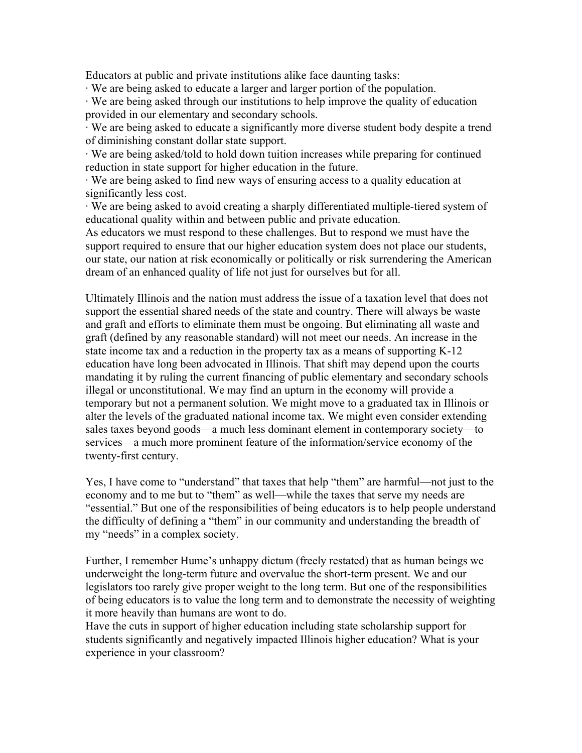Educators at public and private institutions alike face daunting tasks:

- We are being asked to educate a larger and larger portion of the population.
- We are being asked through our institutions to help improve the quality of education provided in our elementary and secondary schools.
- We are being asked to educate a significantly more diverse student body despite a trend of diminishing constant dollar state support.
- We are being asked/told to hold down tuition increases while preparing for continued reduction in state support for higher education in the future.
- We are being asked to find new ways of ensuring access to a quality education at significantly less cost.
- We are being asked to avoid creating a sharply differentiated multiple-tiered system of educational quality within and between public and private education.

As educators we must respond to these challenges. But to respond we must have the support required to ensure that our higher education system does not place our students, our state, our nation at risk economically or politically or risk surrendering the American dream of an enhanced quality of life not just for ourselves but for all.

Ultimately Illinois and the nation must address the issue of a taxation level that does not support the essential shared needs of the state and country. There will always be waste and graft and efforts to eliminate them must be ongoing. But eliminating all waste and graft (defined by any reasonable standard) will not meet our needs. An increase in the state income tax and a reduction in the property tax as a means of supporting K-12 education have long been advocated in Illinois. That shift may depend upon the courts mandating it by ruling the current financing of public elementary and secondary schools illegal or unconstitutional. We may find an upturn in the economy will provide a temporary but not a permanent solution. We might move to a graduated tax in Illinois or alter the levels of the graduated national income tax. We might even consider extending sales taxes beyond goods—a much less dominant element in contemporary society—to services—a much more prominent feature of the information/service economy of the twenty-first century.

Yes, I have come to "understand" that taxes that help "them" are harmful—not just to the economy and to me but to "them" as well—while the taxes that serve my needs are "essential." But one of the responsibilities of being educators is to help people understand the difficulty of defining a "them" in our community and understanding the breadth of my "needs" in a complex society.

Further, I remember Hume's unhappy dictum (freely restated) that as human beings we underweight the long-term future and overvalue the short-term present. We and our legislators too rarely give proper weight to the long term. But one of the responsibilities of being educators is to value the long term and to demonstrate the necessity of weighting it more heavily than humans are wont to do.

Have the cuts in support of higher education including state scholarship support for students significantly and negatively impacted Illinois higher education? What is your experience in your classroom?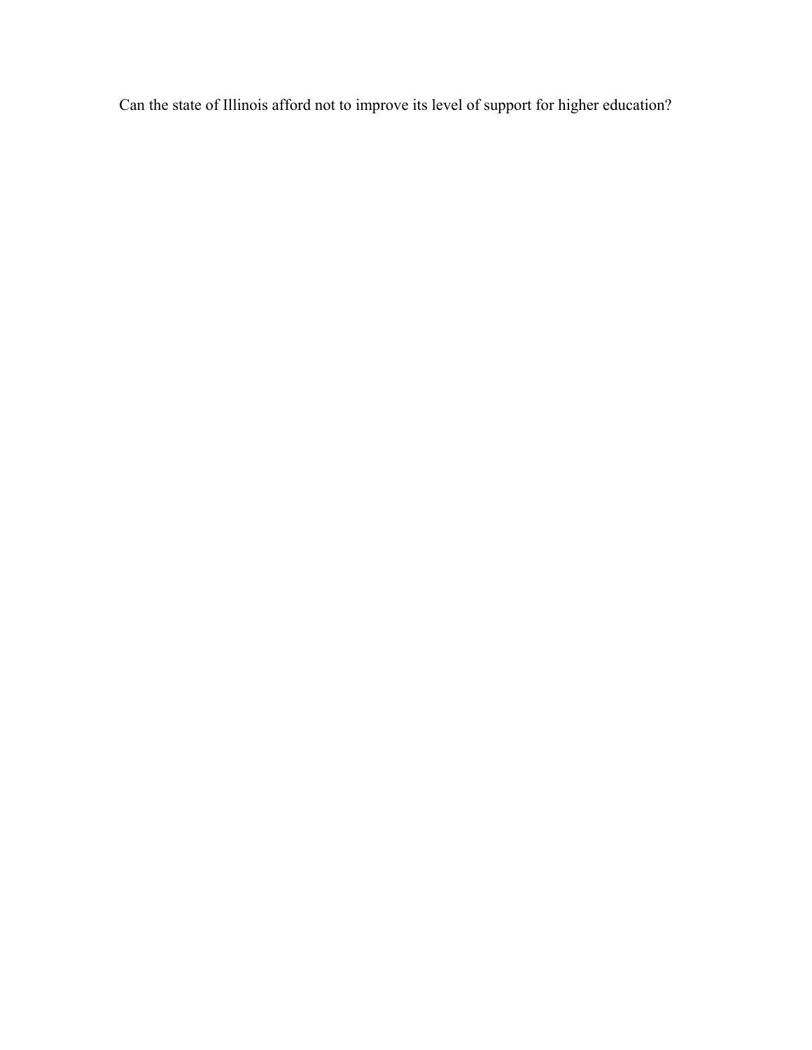Can the state of Illinois afford not to improve its level of support for higher education?